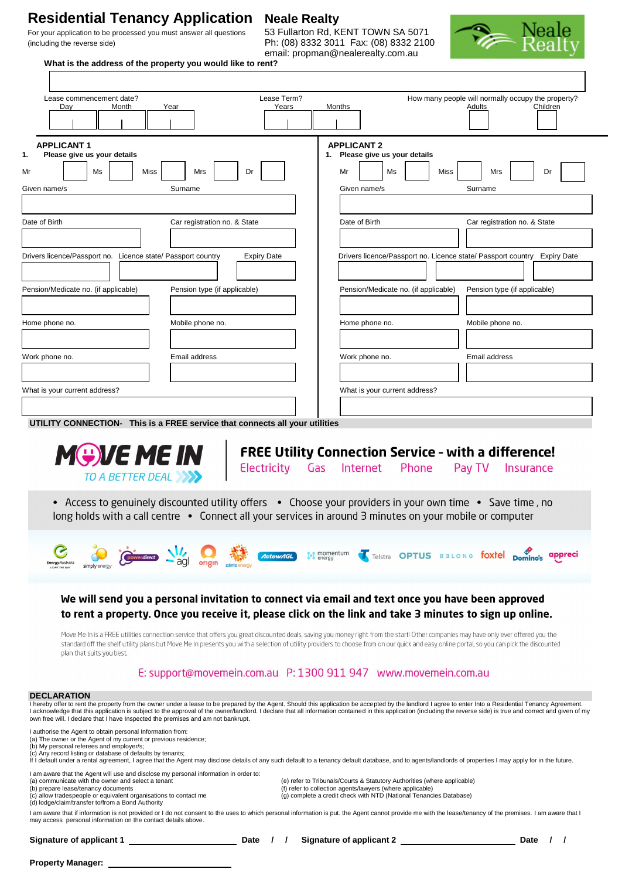# Residential Tenancy Application

For your application to be processed you must answer all questions (including the reverse side)

**Neale Realty**
53 Fullarton Rd, KENT TOWN SA 5071
Ph: (08) 8332 3011 Fax: (08) 8332 2100
email: propman@nealerealty.com.au

Neale Realty

**What is the address of the property you would like to rent?**

| Lease commencement date? | | | Lease Term? | | How many people will normally occupy the property? | |
|---|---|---|---|---|---|---|
| Day | Month | Year | Years | Months | Adults | Children |
| | | | | | | |

| **APPLICANT 1** | | **APPLICANT 2** | |
|---|---|---|---|
| **1. Please give us your details** | | **1. Please give us your details** | |
| Mr ☐ Ms ☐ Miss ☐ Mrs ☐ Dr ☐ | | Mr ☐ Ms ☐ Miss ☐ Mrs ☐ Dr ☐ | |
| Given name/s | Surname | Given name/s | Surname |
| Date of Birth | Car registration no. & State | Date of Birth | Car registration no. & State |
| Drivers licence/Passport no. / Licence state/ Passport country | Expiry Date | Drivers licence/Passport no. / Licence state/ Passport country | Expiry Date |
| Pension/Medicate no. (if applicable) | Pension type (if applicable) | Pension/Medicate no. (if applicable) | Pension type (if applicable) |
| Home phone no. | Mobile phone no. | Home phone no. | Mobile phone no. |
| Work phone no. | Email address | Work phone no. | Email address |
| What is your current address? | | What is your current address? | |

**UTILITY CONNECTION- This is a FREE service that connects all your utilities**

**MOVE ME IN**
TO A BETTER DEAL

**FREE Utility Connection Service - with a difference!**
Electricity Gas Internet Phone Pay TV Insurance

- Access to genuinely discounted utility offers
- Choose your providers in your own time
- Save time , no long holds with a call centre
- Connect all your services in around 3 minutes on your mobile or computer

EnergyAustralia, simply energy, powerdirect, agl, origin, alinta energy, ActewAGL, momentum energy, Telstra, OPTUS, BELONG, foxtel, Domino's, appreci

**We will send you a personal invitation to connect via email and text once you have been approved to rent a property. Once you receive it, please click on the link and take 3 minutes to sign up online.**

Move Me In is a FREE utilities connection service that offers you great discounted deals, saving you money right from the start! Other companies may have only ever offered you the standard off the shelf utility plans but Move Me In presents you with a selection of utility providers to choose from on our quick and easy online portal, so you can pick the discounted plan that suits you best.

E: support@movemein.com.au P: 1300 911 947 www.movemein.com.au

## DECLARATION

I hereby offer to rent the property from the owner under a lease to be prepared by the Agent. Should this application be accepted by the landlord I agree to enter Into a Residential Tenancy Agreement. I acknowledge that this application is subject to the approval of the owner/landlord. I declare that all information contained in this application (including the reverse side) is true and correct and given of my own free will. I declare that I have Inspected the premises and am not bankrupt.

I authorise the Agent to obtain personal Information from:
(a) The owner or the Agent of my current or previous residence;
(b) My personal referees and employer/s;
(c) Any record listing or database of defaults by tenants;
If I default under a rental agreement, I agree that the Agent may disclose details of any such default to a tenancy default database, and to agents/landlords of properties I may apply for in the future.

I am aware that the Agent will use and disclose my personal information in order to:
(a) communicate with the owner and select a tenant
(b) prepare lease/tenancy documents
(c) allow tradespeople or equivalent organisations to contact me
(d) lodge/claim/transfer to/from a Bond Authority
(e) refer to Tribunals/Courts & Statutory Authorities (where applicable)
(f) refer to collection agents/lawyers (where applicable)
(g) complete a credit check with NTD (National Tenancies Database)

I am aware that if information is not provided or I do not consent to the uses to which personal information is put. the Agent cannot provide me with the lease/tenancy of the premises. I am aware that I may access personal information on the contact details above.

**Signature of applicant 1** ____________________ **Date** / / **Signature of applicant 2** ____________________ **Date** / /

**Property Manager:** ____________________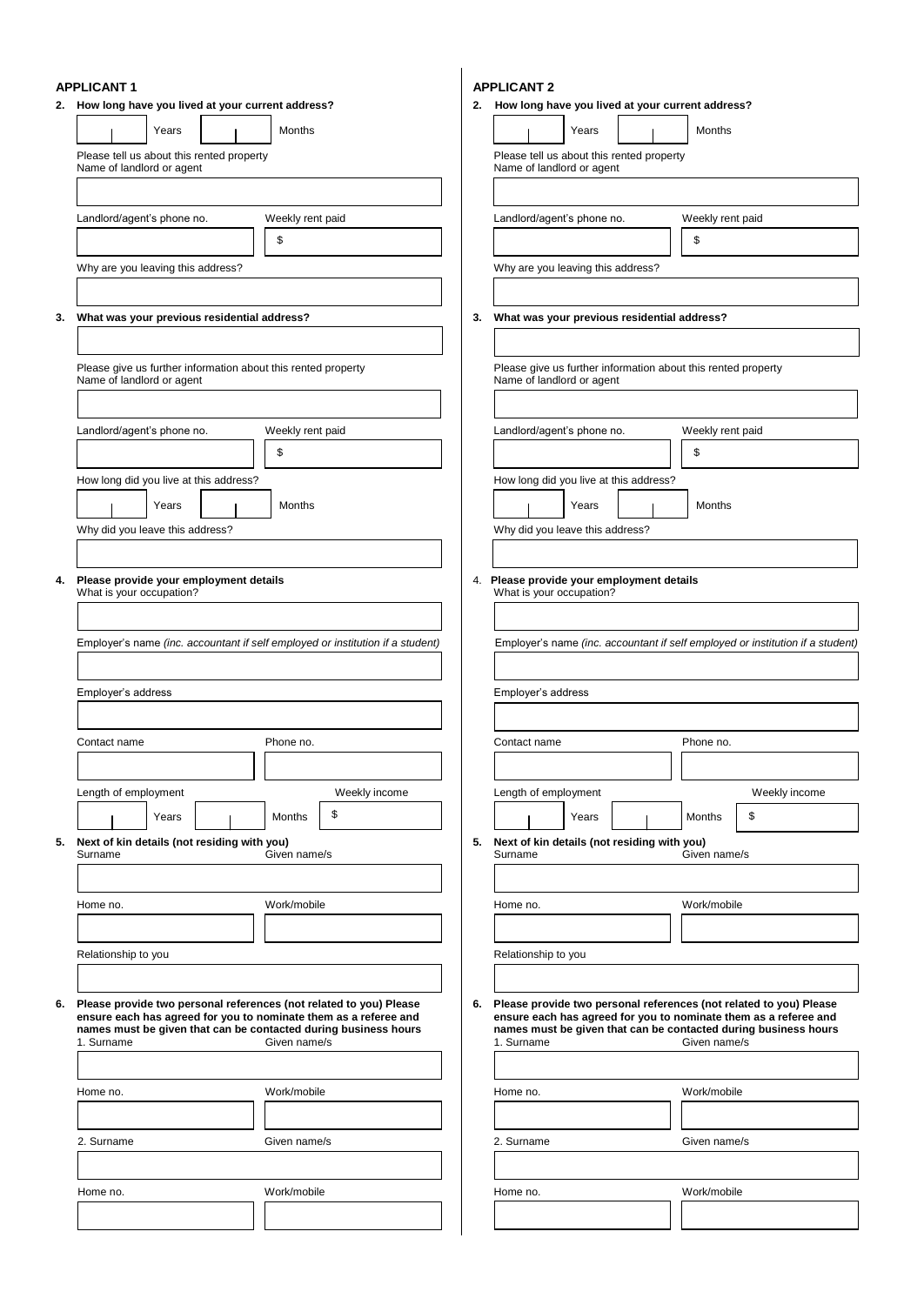## APPLICANT 1

**2. How long have you lived at your current address?**

Years ______ Months ______

Please tell us about this rented property
Name of landlord or agent

Landlord/agent's phone no. | Weekly rent paid $

Why are you leaving this address?

**3. What was your previous residential address?**

Please give us further information about this rented property
Name of landlord or agent

Landlord/agent's phone no. | Weekly rent paid $

How long did you live at this address?

Years ______ Months ______

Why did you leave this address?

**4. Please provide your employment details**
What is your occupation?

Employer's name *(inc. accountant if self employed or institution if a student)*

Employer's address

Contact name | Phone no.

Length of employment | Weekly income

Years ______ Months ______ $

**5. Next of kin details (not residing with you)**
Surname | Given name/s

Home no. | Work/mobile

Relationship to you

**6. Please provide two personal references (not related to you) Please ensure each has agreed for you to nominate them as a referee and names must be given that can be contacted during business hours**

1. Surname | Given name/s

Home no. | Work/mobile

2. Surname | Given name/s

Home no. | Work/mobile

## APPLICANT 2

**2. How long have you lived at your current address?**

Years ______ Months ______

Please tell us about this rented property
Name of landlord or agent

Landlord/agent's phone no. | Weekly rent paid $

Why are you leaving this address?

**3. What was your previous residential address?**

Please give us further information about this rented property
Name of landlord or agent

Landlord/agent's phone no. | Weekly rent paid $

How long did you live at this address?

Years ______ Months ______

Why did you leave this address?

4. **Please provide your employment details**
What is your occupation?

Employer's name *(inc. accountant if self employed or institution if a student)*

Employer's address

Contact name | Phone no.

Length of employment | Weekly income

Years ______ Months ______ $

**5. Next of kin details (not residing with you)**
Surname | Given name/s

Home no. | Work/mobile

Relationship to you

**6. Please provide two personal references (not related to you) Please ensure each has agreed for you to nominate them as a referee and names must be given that can be contacted during business hours**

1. Surname | Given name/s

Home no. | Work/mobile

2. Surname | Given name/s

Home no. | Work/mobile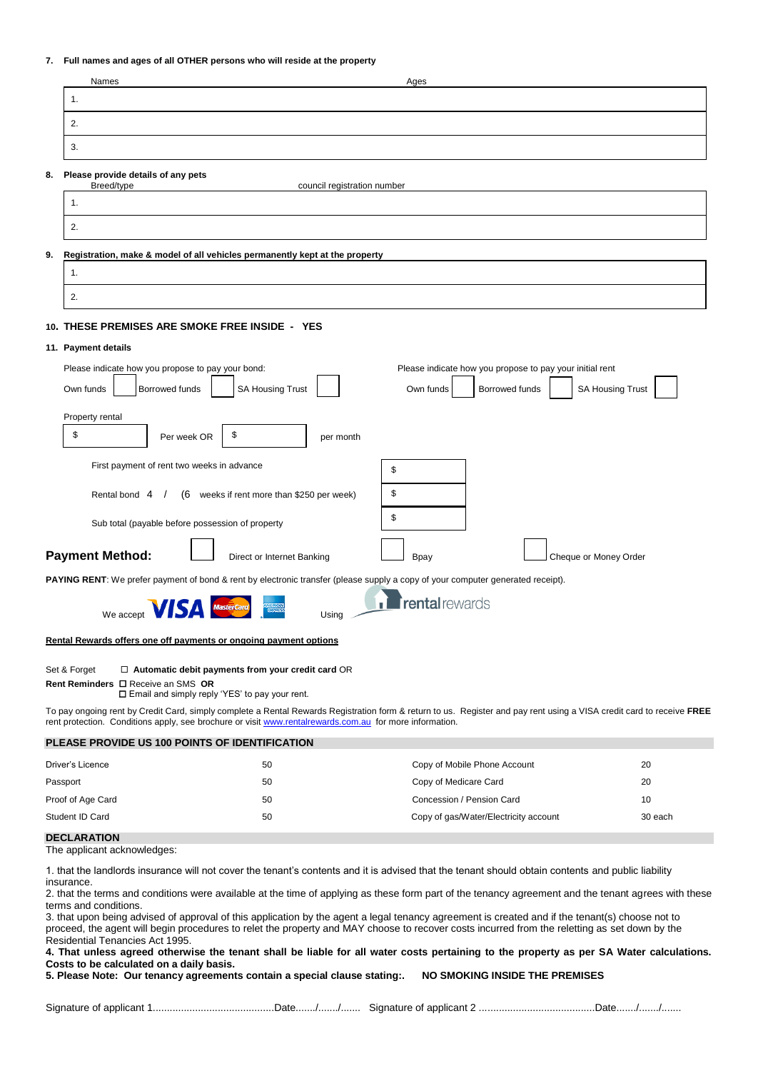**7. Full names and ages of all OTHER persons who will reside at the property**

| Names | Ages |
|---|---|
| 1. | |
| 2. | |
| 3. | |

**8. Please provide details of any pets**

| Breed/type | council registration number |
|---|---|
| 1. | |
| 2. | |

**9. Registration, make & model of all vehicles permanently kept at the property**

| |
|---|
| 1. |
| 2. |

**10. THESE PREMISES ARE SMOKE FREE INSIDE - YES**

**11. Payment details**

Please indicate how you propose to pay your bond:

Own funds ☐ Borrowed funds ☐ SA Housing Trust ☐

Please indicate how you propose to pay your initial rent

Own funds ☐ Borrowed funds ☐ SA Housing Trust ☐

Property rental

$ Per week OR $ per month

| | |
|---|---|
| First payment of rent two weeks in advance | $ |
| Rental bond 4 / (6 weeks if rent more than $250 per week) | $ |
| Sub total (payable before possession of property | $ |

**Payment Method:** ☐ Direct or Internet Banking ☐ Bpay ☐ Cheque or Money Order

**PAYING RENT**: We prefer payment of bond & rent by electronic transfer (please supply a copy of your computer generated receipt).

We accept VISA MasterCard AMERICAN EXPRESS Using rentalrewards

**Rental Rewards offers one off payments or ongoing payment options**

Set & Forget ☐ **Automatic debit payments from your credit card** OR

**Rent Reminders** ☐ Receive an SMS **OR**
☐ Email and simply reply 'YES' to pay your rent.

To pay ongoing rent by Credit Card, simply complete a Rental Rewards Registration form & return to us. Register and pay rent using a VISA credit card to receive **FREE** rent protection. Conditions apply, see brochure or visit www.rentalrewards.com.au for more information.

**PLEASE PROVIDE US 100 POINTS OF IDENTIFICATION**

| | | | |
|---|---|---|---|
| Driver's Licence | 50 | Copy of Mobile Phone Account | 20 |
| Passport | 50 | Copy of Medicare Card | 20 |
| Proof of Age Card | 50 | Concession / Pension Card | 10 |
| Student ID Card | 50 | Copy of gas/Water/Electricity account | 30 each |

**DECLARATION**

The applicant acknowledges:

1. that the landlords insurance will not cover the tenant's contents and it is advised that the tenant should obtain contents and public liability insurance.
2. that the terms and conditions were available at the time of applying as these form part of the tenancy agreement and the tenant agrees with these terms and conditions.
3. that upon being advised of approval of this application by the agent a legal tenancy agreement is created and if the tenant(s) choose not to proceed, the agent will begin procedures to relet the property and MAY choose to recover costs incurred from the reletting as set down by the Residential Tenancies Act 1995.
**4. That unless agreed otherwise the tenant shall be liable for all water costs pertaining to the property as per SA Water calculations. Costs to be calculated on a daily basis.**
**5. Please Note: Our tenancy agreements contain a special clause stating:. NO SMOKING INSIDE THE PREMISES**

Signature of applicant 1...........................................Date......./......./....... Signature of applicant 2 .........................................Date......./......./.......